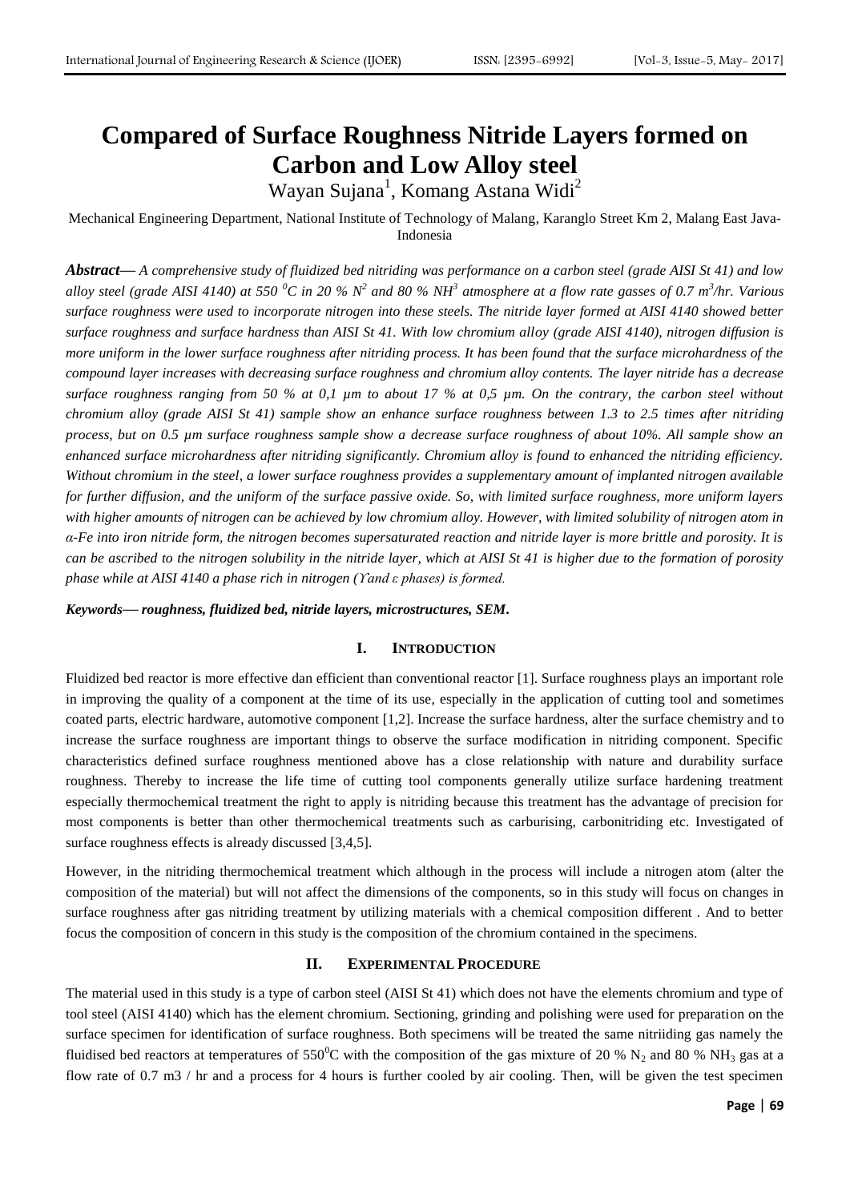# Compared of Surface Roughness Nitride Layers formed on Carbon and Low Alloy steel

Wayan Sujana[1], Komang Astana Widi[2]

Mechanical Engineering Department, National Institute of Technology of Malang, Karanglo Street Km 2, Malang East Java-Indonesia

***Abstract*—** *A comprehensive study of fluidized bed nitriding was performance on a carbon steel (grade AISI St 41) and low alloy steel (grade AISI 4140) at 550 $^0$C in 20 % $N^2$ and 80 % $NH^3$ atmosphere at a flow rate gasses of 0.7 $m^3$/hr. Various surface roughness were used to incorporate nitrogen into these steels. The nitride layer formed at AISI 4140 showed better surface roughness and surface hardness than AISI St 41. With low chromium alloy (grade AISI 4140), nitrogen diffusion is more uniform in the lower surface roughness after nitriding process. It has been found that the surface microhardness of the compound layer increases with decreasing surface roughness and chromium alloy contents. The layer nitride has a decrease surface roughness ranging from 50 % at 0,1 µm to about 17 % at 0,5 µm. On the contrary, the carbon steel without chromium alloy (grade AISI St 41) sample show an enhance surface roughness between 1.3 to 2.5 times after nitriding process, but on 0.5 µm surface roughness sample show a decrease surface roughness of about 10%. All sample show an enhanced surface microhardness after nitriding significantly. Chromium alloy is found to enhanced the nitriding efficiency. Without chromium in the steel, a lower surface roughness provides a supplementary amount of implanted nitrogen available for further diffusion, and the uniform of the surface passive oxide. So, with limited surface roughness, more uniform layers with higher amounts of nitrogen can be achieved by low chromium alloy. However, with limited solubility of nitrogen atom in α-Fe into iron nitride form, the nitrogen becomes supersaturated reaction and nitride layer is more brittle and porosity. It is can be ascribed to the nitrogen solubility in the nitride layer, which at AISI St 41 is higher due to the formation of porosity phase while at AISI 4140 a phase rich in nitrogen (ϒand ε phases) is formed.*

***Keywords*— *roughness, fluidized bed, nitride layers, microstructures, SEM*.**

## I. INTRODUCTION

Fluidized bed reactor is more effective dan efficient than conventional reactor [1]. Surface roughness plays an important role in improving the quality of a component at the time of its use, especially in the application of cutting tool and sometimes coated parts, electric hardware, automotive component [1,2]. Increase the surface hardness, alter the surface chemistry and to increase the surface roughness are important things to observe the surface modification in nitriding component. Specific characteristics defined surface roughness mentioned above has a close relationship with nature and durability surface roughness. Thereby to increase the life time of cutting tool components generally utilize surface hardening treatment especially thermochemical treatment the right to apply is nitriding because this treatment has the advantage of precision for most components is better than other thermochemical treatments such as carburising, carbonitriding etc. Investigated of surface roughness effects is already discussed [3,4,5].

However, in the nitriding thermochemical treatment which although in the process will include a nitrogen atom (alter the composition of the material) but will not affect the dimensions of the components, so in this study will focus on changes in surface roughness after gas nitriding treatment by utilizing materials with a chemical composition different . And to better focus the composition of concern in this study is the composition of the chromium contained in the specimens.

## II. EXPERIMENTAL PROCEDURE

The material used in this study is a type of carbon steel (AISI St 41) which does not have the elements chromium and type of tool steel (AISI 4140) which has the element chromium. Sectioning, grinding and polishing were used for preparation on the surface specimen for identification of surface roughness. Both specimens will be treated the same nitriiding gas namely the fluidised bed reactors at temperatures of 550$^0$C with the composition of the gas mixture of 20 % $N_2$ and 80 % $NH_3$ gas at a flow rate of 0.7 m3 / hr and a process for 4 hours is further cooled by air cooling. Then, will be given the test specimen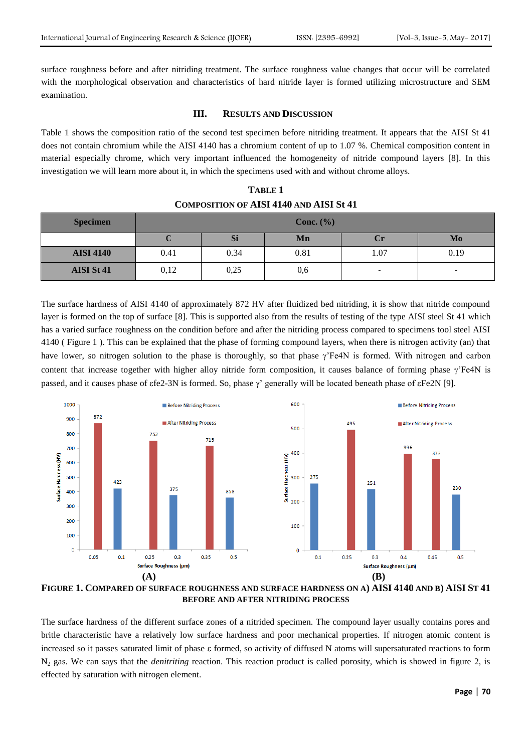surface roughness before and after nitriding treatment. The surface roughness value changes that occur will be correlated with the morphological observation and characteristics of hard nitride layer is formed utilizing microstructure and SEM examination.

## III. Results and Discussion

Table 1 shows the composition ratio of the second test specimen before nitriding treatment. It appears that the AISI St 41 does not contain chromium while the AISI 4140 has a chromium content of up to 1.07 %. Chemical composition content in material especially chrome, which very important influenced the homogeneity of nitride compound layers [8]. In this investigation we will learn more about it, in which the specimens used with and without chrome alloys.

**Table 1**
**Composition of AISI 4140 and AISI St 41**

| Specimen | Conc. (%) | | | | |
|---|---|---|---|---|---|
| | C | Si | Mn | Cr | Mo |
| AISI 4140 | 0.41 | 0.34 | 0.81 | 1.07 | 0.19 |
| AISI St 41 | 0,12 | 0,25 | 0,6 | - | - |

The surface hardness of AISI 4140 of approximately 872 HV after fluidized bed nitriding, it is show that nitride compound layer is formed on the top of surface [8]. This is supported also from the results of testing of the type AISI steel St 41 which has a varied surface roughness on the condition before and after the nitriding process compared to specimens tool steel AISI 4140 ( Figure 1 ). This can be explained that the phase of forming compound layers, when there is nitrogen activity (an) that have lower, so nitrogen solution to the phase is thoroughly, so that phase γ'Fe4N is formed. With nitrogen and carbon content that increase together with higher alloy nitride form composition, it causes balance of forming phase γ'Fe4N is passed, and it causes phase of εfe2-3N is formed. So, phase γ' generally will be located beneath phase of εFe2N [9].

FIGURE 1. COMPARED OF SURFACE ROUGHNESS AND SURFACE HARDNESS ON A) AISI 4140 AND B) AISI ST 41 BEFORE AND AFTER NITRIDING PROCESS

The surface hardness of the different surface zones of a nitrided specimen. The compound layer usually contains pores and britle characteristic have a relatively low surface hardness and poor mechanical properties. If nitrogen atomic content is increased so it passes saturated limit of phase ε formed, so activity of diffused N atoms will supersaturated reactions to form $N_2$ gas. We can says that the *denitriting* reaction. This reaction product is called porosity, which is showed in figure 2, is effected by saturation with nitrogen element.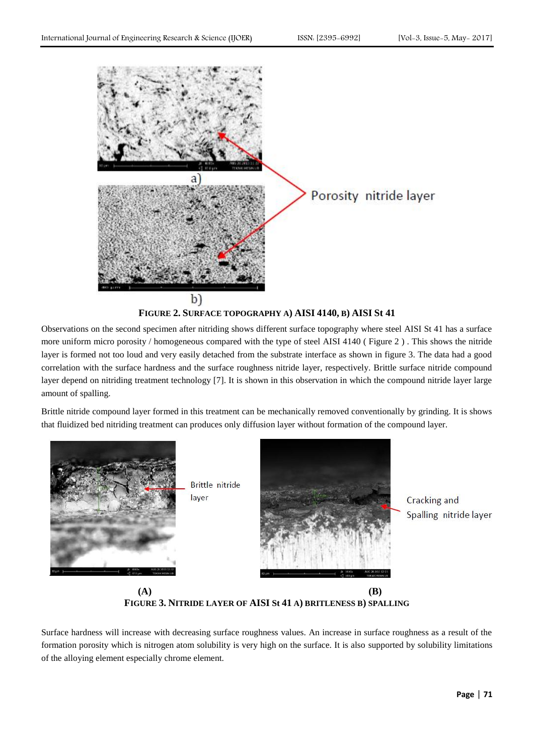FIGURE 2. SURFACE TOPOGRAPHY A) AISI 4140, B) AISI St 41

Observations on the second specimen after nitriding shows different surface topography where steel AISI St 41 has a surface more uniform micro porosity / homogeneous compared with the type of steel AISI 4140 ( Figure 2 ) . This shows the nitride layer is formed not too loud and very easily detached from the substrate interface as shown in figure 3. The data had a good correlation with the surface hardness and the surface roughness nitride layer, respectively. Brittle surface nitride compound layer depend on nitriding treatment technology [7]. It is shown in this observation in which the compound nitride layer large amount of spalling.

Brittle nitride compound layer formed in this treatment can be mechanically removed conventionally by grinding. It is shows that fluidized bed nitriding treatment can produces only diffusion layer without formation of the compound layer.

(A) (B)

FIGURE 3. NITRIDE LAYER OF AISI St 41 A) BRITLENESS B) SPALLING

Surface hardness will increase with decreasing surface roughness values. An increase in surface roughness as a result of the formation porosity which is nitrogen atom solubility is very high on the surface. It is also supported by solubility limitations of the alloying element especially chrome element.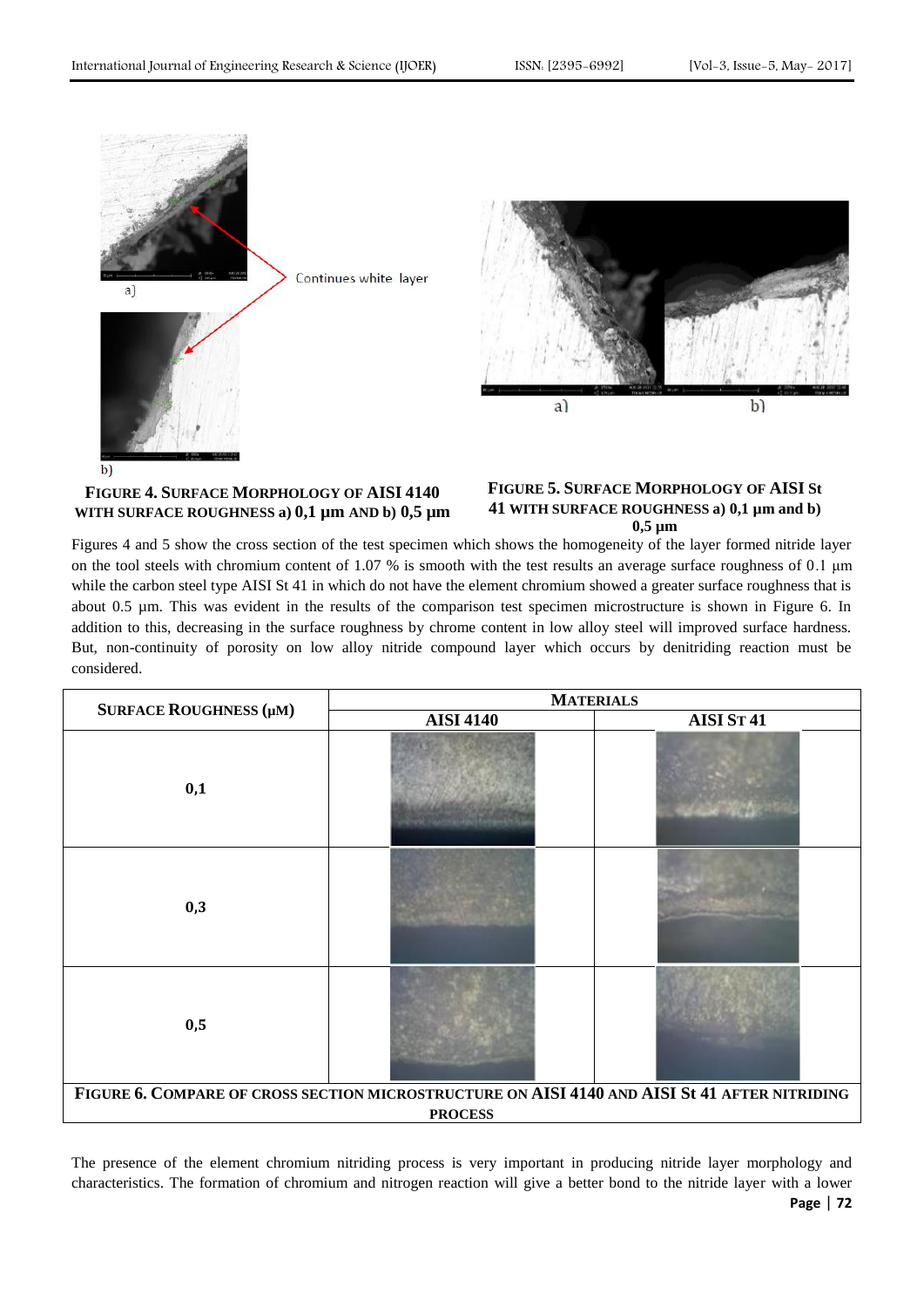Continues white layer

a)

b)

**FIGURE 4. SURFACE MORPHOLOGY OF AISI 4140 WITH SURFACE ROUGHNESS a) 0,1 µm AND b) 0,5 µm**

a) b)

**FIGURE 5. SURFACE MORPHOLOGY OF AISI St 41 WITH SURFACE ROUGHNESS a) 0,1 µm and b) 0,5 µm**

Figures 4 and 5 show the cross section of the test specimen which shows the homogeneity of the layer formed nitride layer on the tool steels with chromium content of 1.07 % is smooth with the test results an average surface roughness of 0.1 µm while the carbon steel type AISI St 41 in which do not have the element chromium showed a greater surface roughness that is about 0.5 µm. This was evident in the results of the comparison test specimen microstructure is shown in Figure 6. In addition to this, decreasing in the surface roughness by chrome content in low alloy steel will improved surface hardness. But, non-continuity of porosity on low alloy nitride compound layer which occurs by denitriding reaction must be considered.

| SURFACE ROUGHNESS (µM) | MATERIALS | |
|---|---|---|
| | AISI 4140 | AISI ST 41 |
| 0,1 | | |
| 0,3 | | |
| 0,5 | | |

**FIGURE 6. COMPARE OF CROSS SECTION MICROSTRUCTURE ON AISI 4140 AND AISI St 41 AFTER NITRIDING PROCESS**

The presence of the element chromium nitriding process is very important in producing nitride layer morphology and characteristics. The formation of chromium and nitrogen reaction will give a better bond to the nitride layer with a lower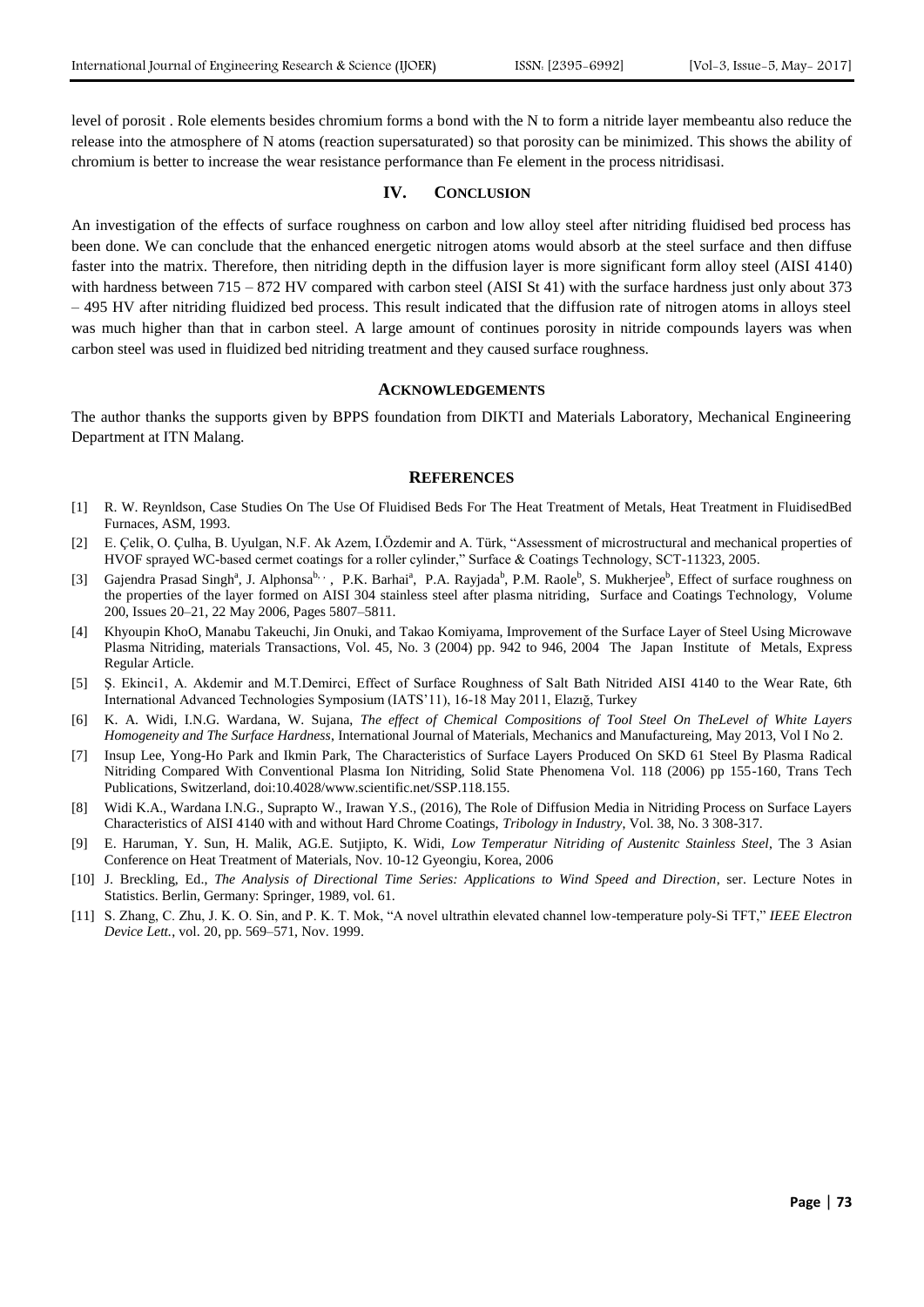level of porosit . Role elements besides chromium forms a bond with the N to form a nitride layer membeantu also reduce the release into the atmosphere of N atoms (reaction supersaturated) so that porosity can be minimized. This shows the ability of chromium is better to increase the wear resistance performance than Fe element in the process nitridisasi.

## IV. CONCLUSION

An investigation of the effects of surface roughness on carbon and low alloy steel after nitriding fluidised bed process has been done. We can conclude that the enhanced energetic nitrogen atoms would absorb at the steel surface and then diffuse faster into the matrix. Therefore, then nitriding depth in the diffusion layer is more significant form alloy steel (AISI 4140) with hardness between 715 – 872 HV compared with carbon steel (AISI St 41) with the surface hardness just only about 373 – 495 HV after nitriding fluidized bed process. This result indicated that the diffusion rate of nitrogen atoms in alloys steel was much higher than that in carbon steel. A large amount of continues porosity in nitride compounds layers was when carbon steel was used in fluidized bed nitriding treatment and they caused surface roughness.

## ACKNOWLEDGEMENTS

The author thanks the supports given by BPPS foundation from DIKTI and Materials Laboratory, Mechanical Engineering Department at ITN Malang.

## REFERENCES

[1] R. W. Reynldson, Case Studies On The Use Of Fluidised Beds For The Heat Treatment of Metals, Heat Treatment in FluidisedBed Furnaces, ASM, 1993.

[2] E. Çelik, O. Çulha, B. Uyulgan, N.F. Ak Azem, I.Özdemir and A. Türk, "Assessment of microstructural and mechanical properties of HVOF sprayed WC-based cermet coatings for a roller cylinder," Surface & Coatings Technology, SCT-11323, 2005.

[3] Gajendra Prasad Singh[a], J. Alphonsa[b, ,], P.K. Barhai[a], P.A. Rayjada[b], P.M. Raole[b], S. Mukherjee[b], Effect of surface roughness on the properties of the layer formed on AISI 304 stainless steel after plasma nitriding, Surface and Coatings Technology, Volume 200, Issues 20–21, 22 May 2006, Pages 5807–5811.

[4] Khyoupin KhoO, Manabu Takeuchi, Jin Onuki, and Takao Komiyama, Improvement of the Surface Layer of Steel Using Microwave Plasma Nitriding, materials Transactions, Vol. 45, No. 3 (2004) pp. 942 to 946, 2004 The Japan Institute of Metals, Express Regular Article.

[5] Ş. Ekinci1, A. Akdemir and M.T.Demirci, Effect of Surface Roughness of Salt Bath Nitrided AISI 4140 to the Wear Rate, 6th International Advanced Technologies Symposium (IATS'11), 16-18 May 2011, Elazığ, Turkey

[6] K. A. Widi, I.N.G. Wardana, W. Sujana, *The effect of Chemical Compositions of Tool Steel On TheLevel of White Layers Homogeneity and The Surface Hardness*, International Journal of Materials, Mechanics and Manufactureing, May 2013, Vol I No 2.

[7] Insup Lee, Yong-Ho Park and Ikmin Park, The Characteristics of Surface Layers Produced On SKD 61 Steel By Plasma Radical Nitriding Compared With Conventional Plasma Ion Nitriding, Solid State Phenomena Vol. 118 (2006) pp 155-160, Trans Tech Publications, Switzerland, doi:10.4028/www.scientific.net/SSP.118.155.

[8] Widi K.A., Wardana I.N.G., Suprapto W., Irawan Y.S., (2016), The Role of Diffusion Media in Nitriding Process on Surface Layers Characteristics of AISI 4140 with and without Hard Chrome Coatings, *Tribology in Industry*, Vol. 38, No. 3 308-317.

[9] E. Haruman, Y. Sun, H. Malik, AG.E. Sutjipto, K. Widi, *Low Temperatur Nitriding of Austenitc Stainless Steel*, The 3 Asian Conference on Heat Treatment of Materials, Nov. 10-12 Gyeongiu, Korea, 2006

[10] J. Breckling, Ed., *The Analysis of Directional Time Series: Applications to Wind Speed and Direction*, ser. Lecture Notes in Statistics. Berlin, Germany: Springer, 1989, vol. 61.

[11] S. Zhang, C. Zhu, J. K. O. Sin, and P. K. T. Mok, "A novel ultrathin elevated channel low-temperature poly-Si TFT," *IEEE Electron Device Lett.*, vol. 20, pp. 569–571, Nov. 1999.